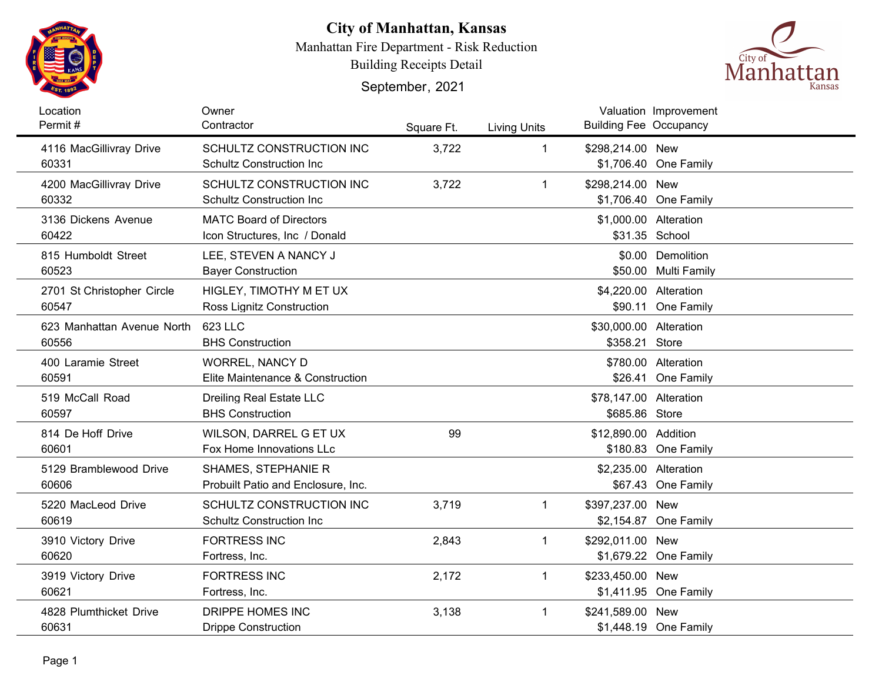# City of Manhattan, Kansas

Manhattan Fire Department - Risk Reduction

Building Receipts Detail

September, 2021

| Location<br>Permit # | Owner<br>Contractor | Square Ft. | Living Units | Valuation<br>Building Fee | Improvement<br>Occupancy |
|---|---|---|---|---|---|
| 4116 MacGillivray Drive<br>60331 | SCHULTZ CONSTRUCTION INC<br>Schultz Construction Inc | 3,722 | 1 | $298,214.00<br>$1,706.40 | New<br>One Family |
| 4200 MacGillivray Drive<br>60332 | SCHULTZ CONSTRUCTION INC<br>Schultz Construction Inc | 3,722 | 1 | $298,214.00<br>$1,706.40 | New<br>One Family |
| 3136 Dickens Avenue<br>60422 | MATC Board of Directors<br>Icon Structures, Inc / Donald | | | $1,000.00<br>$31.35 | Alteration<br>School |
| 815 Humboldt Street<br>60523 | LEE, STEVEN A NANCY J<br>Bayer Construction | | | $0.00<br>$50.00 | Demolition<br>Multi Family |
| 2701 St Christopher Circle<br>60547 | HIGLEY, TIMOTHY M ET UX<br>Ross Lignitz Construction | | | $4,220.00<br>$90.11 | Alteration<br>One Family |
| 623 Manhattan Avenue North<br>60556 | 623 LLC<br>BHS Construction | | | $30,000.00<br>$358.21 | Alteration<br>Store |
| 400 Laramie Street<br>60591 | WORREL, NANCY D<br>Elite Maintenance & Construction | | | $780.00<br>$26.41 | Alteration<br>One Family |
| 519 McCall Road<br>60597 | Dreiling Real Estate LLC<br>BHS Construction | | | $78,147.00<br>$685.86 | Alteration<br>Store |
| 814 De Hoff Drive<br>60601 | WILSON, DARREL G ET UX<br>Fox Home Innovations LLc | 99 | | $12,890.00<br>$180.83 | Addition<br>One Family |
| 5129 Bramblewood Drive<br>60606 | SHAMES, STEPHANIE R<br>Probuilt Patio and Enclosure, Inc. | | | $2,235.00<br>$67.43 | Alteration<br>One Family |
| 5220 MacLeod Drive<br>60619 | SCHULTZ CONSTRUCTION INC<br>Schultz Construction Inc | 3,719 | 1 | $397,237.00<br>$2,154.87 | New<br>One Family |
| 3910 Victory Drive<br>60620 | FORTRESS INC<br>Fortress, Inc. | 2,843 | 1 | $292,011.00<br>$1,679.22 | New<br>One Family |
| 3919 Victory Drive<br>60621 | FORTRESS INC<br>Fortress, Inc. | 2,172 | 1 | $233,450.00<br>$1,411.95 | New<br>One Family |
| 4828 Plumthicket Drive<br>60631 | DRIPPE HOMES INC<br>Drippe Construction | 3,138 | 1 | $241,589.00<br>$1,448.19 | New<br>One Family |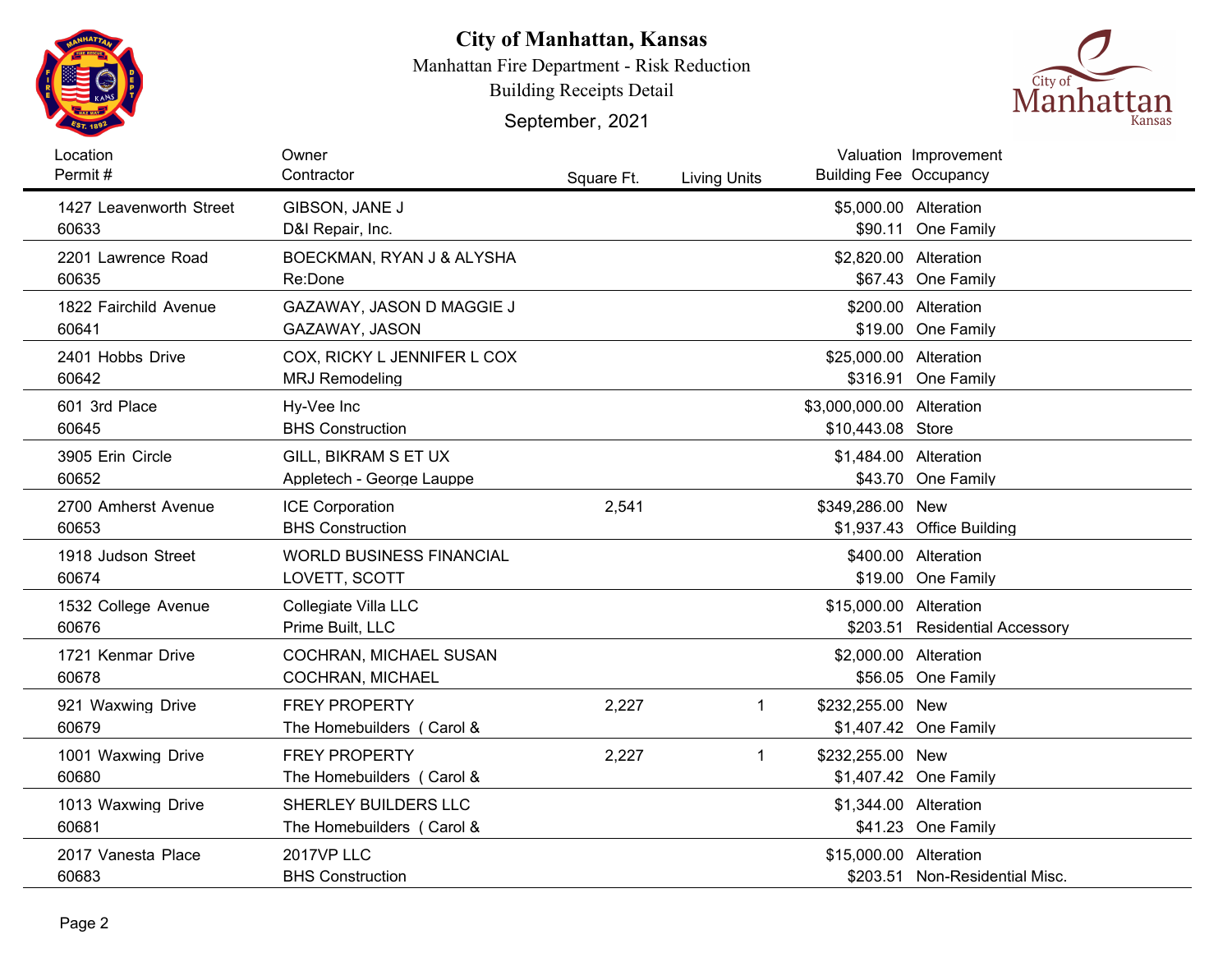# City of Manhattan, Kansas

Manhattan Fire Department - Risk Reduction

Building Receipts Detail

September, 2021

| Location / Permit # | Owner / Contractor | Square Ft. | Living Units | Valuation / Building Fee | Improvement / Occupancy |
|---|---|---|---|---|---|
| 1427 Leavenworth Street<br>60633 | GIBSON, JANE J<br>D&I Repair, Inc. | | | $5,000.00<br>$90.11 | Alteration<br>One Family |
| 2201 Lawrence Road<br>60635 | BOECKMAN, RYAN J & ALYSHA<br>Re:Done | | | $2,820.00<br>$67.43 | Alteration<br>One Family |
| 1822 Fairchild Avenue<br>60641 | GAZAWAY, JASON D MAGGIE J<br>GAZAWAY, JASON | | | $200.00<br>$19.00 | Alteration<br>One Family |
| 2401 Hobbs Drive<br>60642 | COX, RICKY L JENNIFER L COX<br>MRJ Remodeling | | | $25,000.00<br>$316.91 | Alteration<br>One Family |
| 601 3rd Place<br>60645 | Hy-Vee Inc<br>BHS Construction | | | $3,000,000.00<br>$10,443.08 | Alteration<br>Store |
| 3905 Erin Circle<br>60652 | GILL, BIKRAM S ET UX<br>Appletech - George Lauppe | | | $1,484.00<br>$43.70 | Alteration<br>One Family |
| 2700 Amherst Avenue<br>60653 | ICE Corporation<br>BHS Construction | 2,541 | | $349,286.00<br>$1,937.43 | New<br>Office Building |
| 1918 Judson Street<br>60674 | WORLD BUSINESS FINANCIAL<br>LOVETT, SCOTT | | | $400.00<br>$19.00 | Alteration<br>One Family |
| 1532 College Avenue<br>60676 | Collegiate Villa LLC<br>Prime Built, LLC | | | $15,000.00<br>$203.51 | Alteration<br>Residential Accessory |
| 1721 Kenmar Drive<br>60678 | COCHRAN, MICHAEL SUSAN<br>COCHRAN, MICHAEL | | | $2,000.00<br>$56.05 | Alteration<br>One Family |
| 921 Waxwing Drive<br>60679 | FREY PROPERTY<br>The Homebuilders ( Carol & | 2,227 | 1 | $232,255.00<br>$1,407.42 | New<br>One Family |
| 1001 Waxwing Drive<br>60680 | FREY PROPERTY<br>The Homebuilders ( Carol & | 2,227 | 1 | $232,255.00<br>$1,407.42 | New<br>One Family |
| 1013 Waxwing Drive<br>60681 | SHERLEY BUILDERS LLC<br>The Homebuilders ( Carol & | | | $1,344.00<br>$41.23 | Alteration<br>One Family |
| 2017 Vanesta Place<br>60683 | 2017VP LLC<br>BHS Construction | | | $15,000.00<br>$203.51 | Alteration<br>Non-Residential Misc. |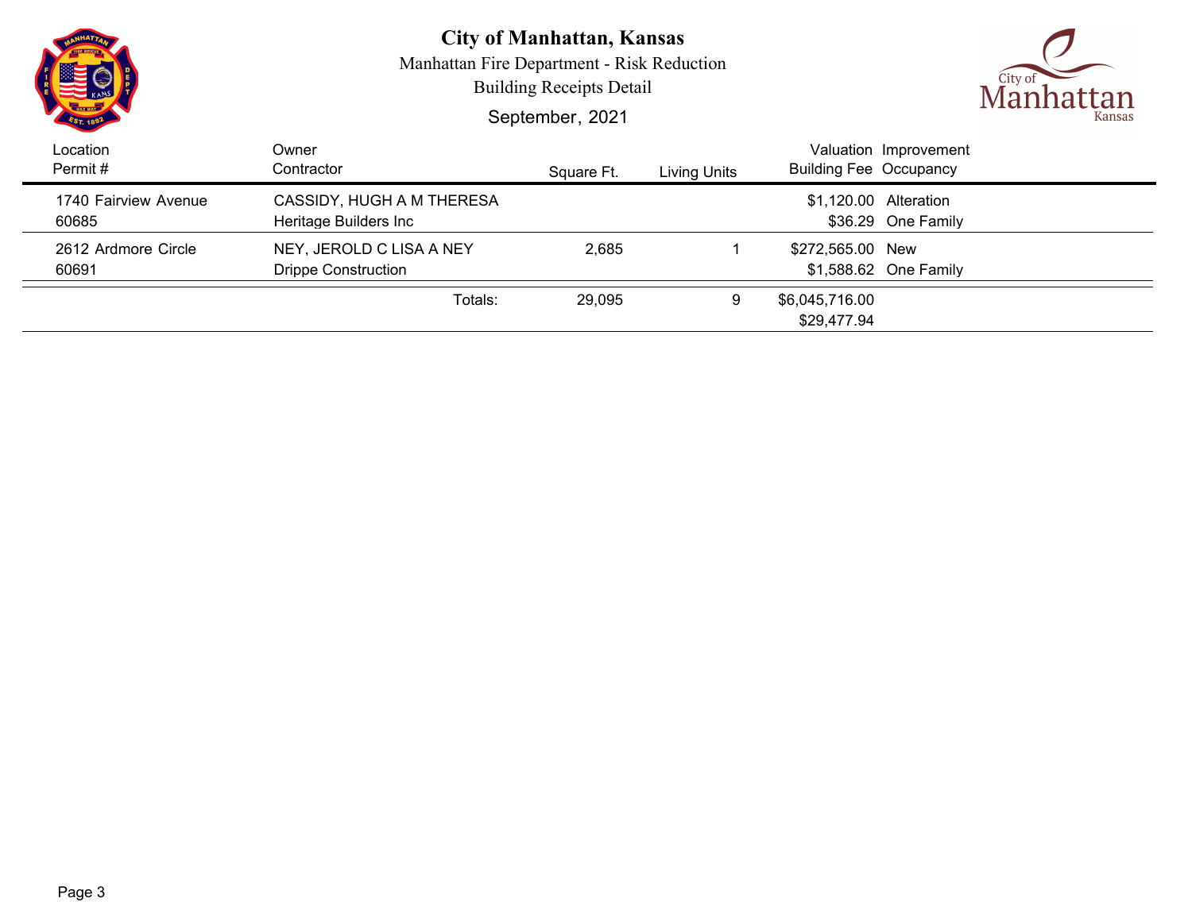# City of Manhattan, Kansas

Manhattan Fire Department - Risk Reduction

Building Receipts Detail

September, 2021

| Location / Permit # | Owner / Contractor | Square Ft. | Living Units | Valuation / Building Fee | Improvement / Occupancy |
|---|---|---|---|---|---|
| 1740 Fairview Avenue<br>60685 | CASSIDY, HUGH A M THERESA<br>Heritage Builders Inc | | | $1,120.00<br>$36.29 | Alteration<br>One Family |
| 2612 Ardmore Circle<br>60691 | NEY, JEROLD C LISA A NEY<br>Drippe Construction | 2,685 | 1 | $272,565.00<br>$1,588.62 | New<br>One Family |
| | Totals: | 29,095 | 9 | $6,045,716.00<br>$29,477.94 | |